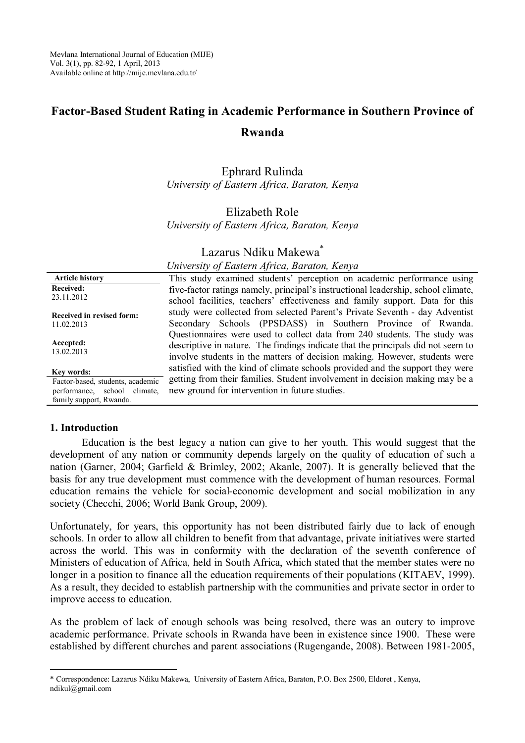Mevlana International Journal of Education (MIJE)
Vol. 3(1), pp. 82-92, 1 April, 2013
Available online at http://mije.mevlana.edu.tr/

# Factor-Based Student Rating in Academic Performance in Southern Province of Rwanda

Ephrard Rulinda
*University of Eastern Africa, Baraton, Kenya*

Elizabeth Role
*University of Eastern Africa, Baraton, Kenya*

Lazarus Ndiku Makewa*
*University of Eastern Africa, Baraton, Kenya*

**Article history**
**Received:**
23.11.2012

**Received in revised form:**
11.02.2013

**Accepted:**
13.02.2013

**Key words:**
Factor-based, students, academic performance, school climate, family support, Rwanda.

This study examined students' perception on academic performance using five-factor ratings namely, principal's instructional leadership, school climate, school facilities, teachers' effectiveness and family support. Data for this study were collected from selected Parent's Private Seventh - day Adventist Secondary Schools (PPSDASS) in Southern Province of Rwanda. Questionnaires were used to collect data from 240 students. The study was descriptive in nature. The findings indicate that the principals did not seem to involve students in the matters of decision making. However, students were satisfied with the kind of climate schools provided and the support they were getting from their families. Student involvement in decision making may be a new ground for intervention in future studies.

## 1. Introduction

Education is the best legacy a nation can give to her youth. This would suggest that the development of any nation or community depends largely on the quality of education of such a nation (Garner, 2004; Garfield & Brimley, 2002; Akanle, 2007). It is generally believed that the basis for any true development must commence with the development of human resources. Formal education remains the vehicle for social-economic development and social mobilization in any society (Checchi, 2006; World Bank Group, 2009).

Unfortunately, for years, this opportunity has not been distributed fairly due to lack of enough schools. In order to allow all children to benefit from that advantage, private initiatives were started across the world. This was in conformity with the declaration of the seventh conference of Ministers of education of Africa, held in South Africa, which stated that the member states were no longer in a position to finance all the education requirements of their populations (KITAEV, 1999). As a result, they decided to establish partnership with the communities and private sector in order to improve access to education.

As the problem of lack of enough schools was being resolved, there was an outcry to improve academic performance. Private schools in Rwanda have been in existence since 1900. These were established by different churches and parent associations (Rugengande, 2008). Between 1981-2005,

---

* Correspondence: Lazarus Ndiku Makewa, University of Eastern Africa, Baraton, P.O. Box 2500, Eldoret , Kenya, ndikul@gmail.com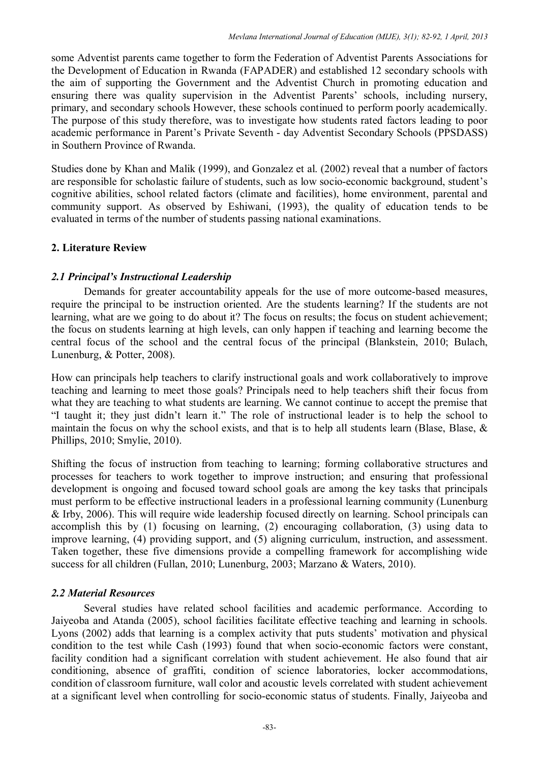some Adventist parents came together to form the Federation of Adventist Parents Associations for the Development of Education in Rwanda (FAPADER) and established 12 secondary schools with the aim of supporting the Government and the Adventist Church in promoting education and ensuring there was quality supervision in the Adventist Parents' schools, including nursery, primary, and secondary schools However, these schools continued to perform poorly academically. The purpose of this study therefore, was to investigate how students rated factors leading to poor academic performance in Parent's Private Seventh - day Adventist Secondary Schools (PPSDASS) in Southern Province of Rwanda.

Studies done by Khan and Malik (1999), and Gonzalez et al. (2002) reveal that a number of factors are responsible for scholastic failure of students, such as low socio-economic background, student's cognitive abilities, school related factors (climate and facilities), home environment, parental and community support. As observed by Eshiwani, (1993), the quality of education tends to be evaluated in terms of the number of students passing national examinations.

## 2. Literature Review

### *2.1 Principal's Instructional Leadership*

Demands for greater accountability appeals for the use of more outcome-based measures, require the principal to be instruction oriented. Are the students learning? If the students are not learning, what are we going to do about it? The focus on results; the focus on student achievement; the focus on students learning at high levels, can only happen if teaching and learning become the central focus of the school and the central focus of the principal (Blankstein, 2010; Bulach, Lunenburg, & Potter, 2008).

How can principals help teachers to clarify instructional goals and work collaboratively to improve teaching and learning to meet those goals? Principals need to help teachers shift their focus from what they are teaching to what students are learning. We cannot continue to accept the premise that "I taught it; they just didn't learn it." The role of instructional leader is to help the school to maintain the focus on why the school exists, and that is to help all students learn (Blase, Blase, & Phillips, 2010; Smylie, 2010).

Shifting the focus of instruction from teaching to learning; forming collaborative structures and processes for teachers to work together to improve instruction; and ensuring that professional development is ongoing and focused toward school goals are among the key tasks that principals must perform to be effective instructional leaders in a professional learning community (Lunenburg & Irby, 2006). This will require wide leadership focused directly on learning. School principals can accomplish this by (1) focusing on learning, (2) encouraging collaboration, (3) using data to improve learning, (4) providing support, and (5) aligning curriculum, instruction, and assessment. Taken together, these five dimensions provide a compelling framework for accomplishing wide success for all children (Fullan, 2010; Lunenburg, 2003; Marzano & Waters, 2010).

### *2.2 Material Resources*

Several studies have related school facilities and academic performance. According to Jaiyeoba and Atanda (2005), school facilities facilitate effective teaching and learning in schools. Lyons (2002) adds that learning is a complex activity that puts students' motivation and physical condition to the test while Cash (1993) found that when socio-economic factors were constant, facility condition had a significant correlation with student achievement. He also found that air conditioning, absence of graffiti, condition of science laboratories, locker accommodations, condition of classroom furniture, wall color and acoustic levels correlated with student achievement at a significant level when controlling for socio-economic status of students. Finally, Jaiyeoba and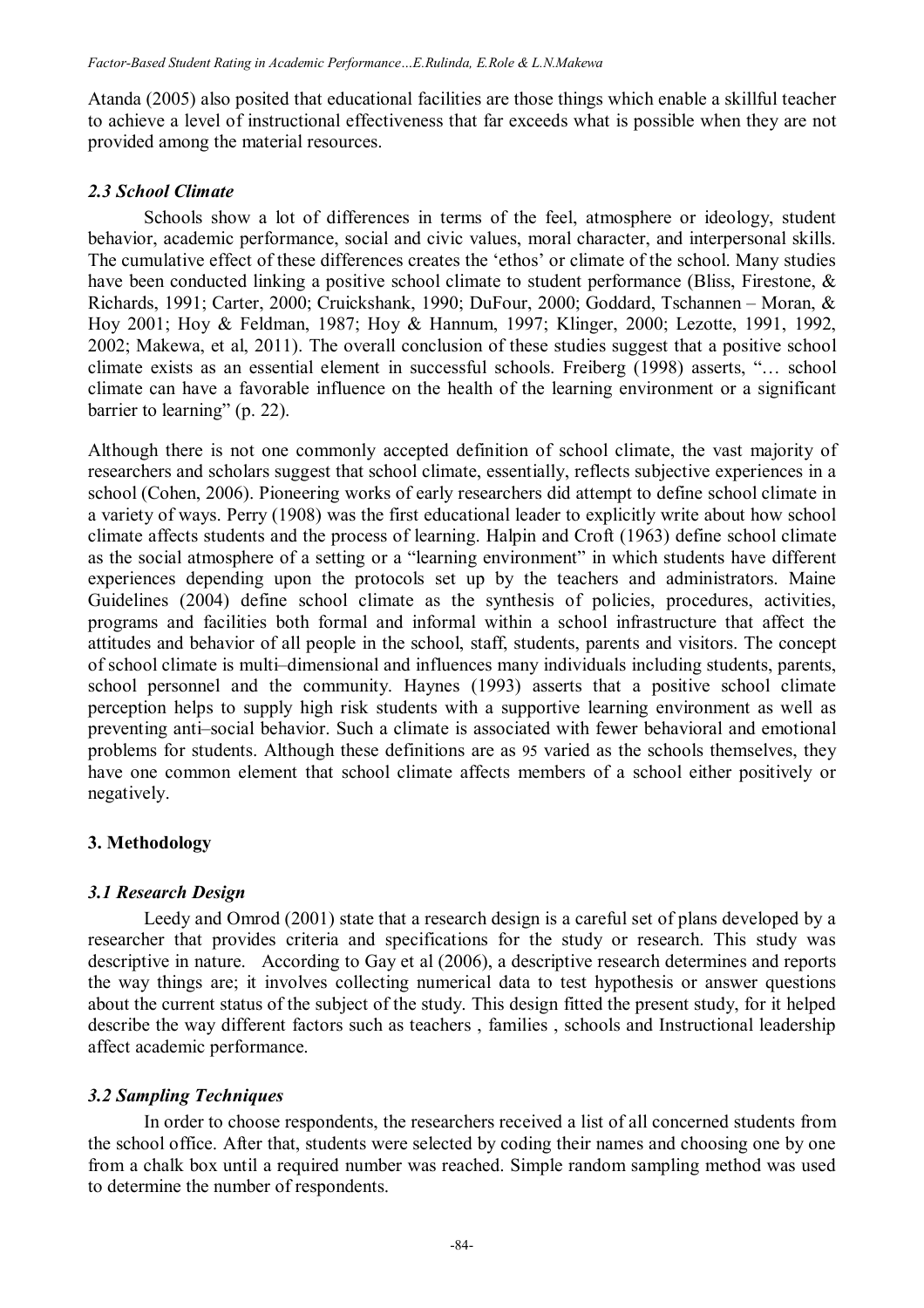Atanda (2005) also posited that educational facilities are those things which enable a skillful teacher to achieve a level of instructional effectiveness that far exceeds what is possible when they are not provided among the material resources.

### *2.3 School Climate*

Schools show a lot of differences in terms of the feel, atmosphere or ideology, student behavior, academic performance, social and civic values, moral character, and interpersonal skills. The cumulative effect of these differences creates the 'ethos' or climate of the school. Many studies have been conducted linking a positive school climate to student performance (Bliss, Firestone, & Richards, 1991; Carter, 2000; Cruickshank, 1990; DuFour, 2000; Goddard, Tschannen – Moran, & Hoy 2001; Hoy & Feldman, 1987; Hoy & Hannum, 1997; Klinger, 2000; Lezotte, 1991, 1992, 2002; Makewa, et al, 2011). The overall conclusion of these studies suggest that a positive school climate exists as an essential element in successful schools. Freiberg (1998) asserts, "… school climate can have a favorable influence on the health of the learning environment or a significant barrier to learning" (p. 22).

Although there is not one commonly accepted definition of school climate, the vast majority of researchers and scholars suggest that school climate, essentially, reflects subjective experiences in a school (Cohen, 2006). Pioneering works of early researchers did attempt to define school climate in a variety of ways. Perry (1908) was the first educational leader to explicitly write about how school climate affects students and the process of learning. Halpin and Croft (1963) define school climate as the social atmosphere of a setting or a "learning environment" in which students have different experiences depending upon the protocols set up by the teachers and administrators. Maine Guidelines (2004) define school climate as the synthesis of policies, procedures, activities, programs and facilities both formal and informal within a school infrastructure that affect the attitudes and behavior of all people in the school, staff, students, parents and visitors. The concept of school climate is multi–dimensional and influences many individuals including students, parents, school personnel and the community. Haynes (1993) asserts that a positive school climate perception helps to supply high risk students with a supportive learning environment as well as preventing anti–social behavior. Such a climate is associated with fewer behavioral and emotional problems for students. Although these definitions are as 95 varied as the schools themselves, they have one common element that school climate affects members of a school either positively or negatively.

## 3. Methodology

### *3.1 Research Design*

Leedy and Omrod (2001) state that a research design is a careful set of plans developed by a researcher that provides criteria and specifications for the study or research. This study was descriptive in nature. According to Gay et al (2006), a descriptive research determines and reports the way things are; it involves collecting numerical data to test hypothesis or answer questions about the current status of the subject of the study. This design fitted the present study, for it helped describe the way different factors such as teachers , families , schools and Instructional leadership affect academic performance.

### *3.2 Sampling Techniques*

In order to choose respondents, the researchers received a list of all concerned students from the school office. After that, students were selected by coding their names and choosing one by one from a chalk box until a required number was reached. Simple random sampling method was used to determine the number of respondents.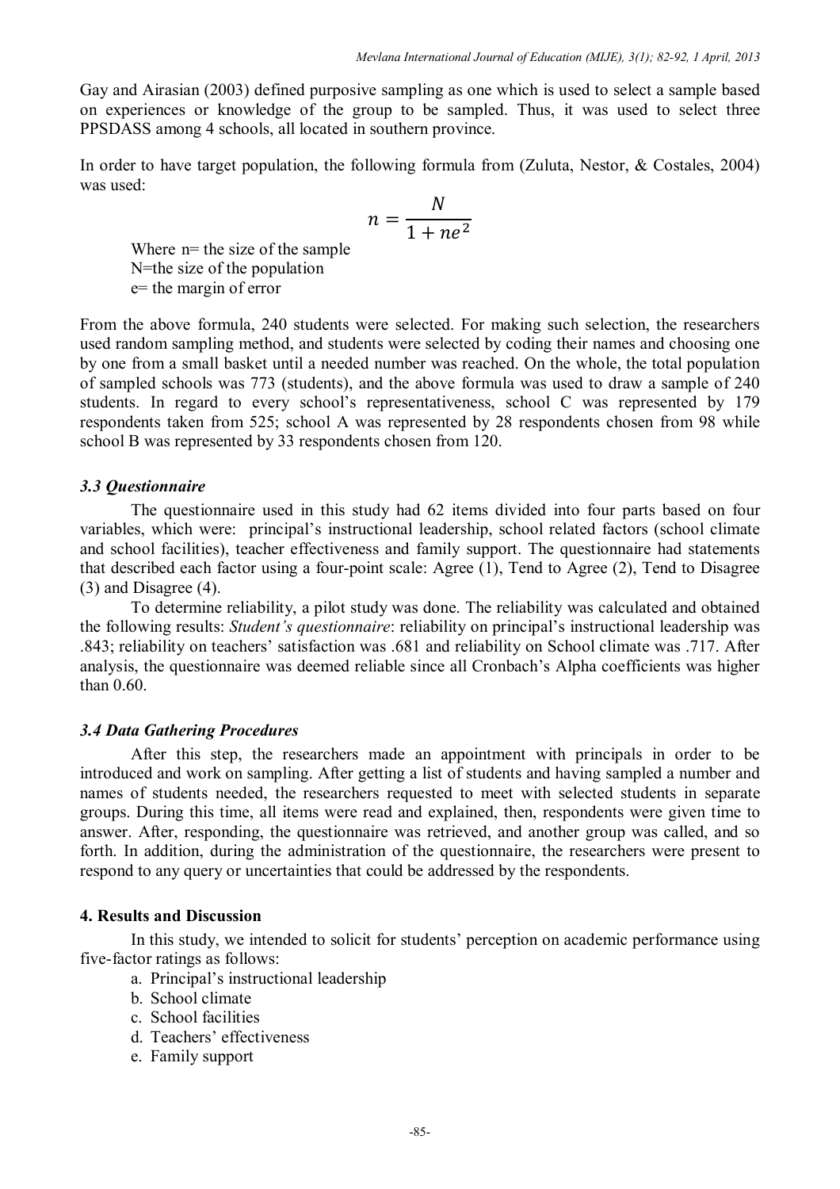Gay and Airasian (2003) defined purposive sampling as one which is used to select a sample based on experiences or knowledge of the group to be sampled. Thus, it was used to select three PPSDASS among 4 schools, all located in southern province.

In order to have target population, the following formula from (Zuluta, Nestor, & Costales, 2004) was used:

$$n = \frac{N}{1 + ne^2}$$

Where n= the size of the sample
N=the size of the population
e= the margin of error

From the above formula, 240 students were selected. For making such selection, the researchers used random sampling method, and students were selected by coding their names and choosing one by one from a small basket until a needed number was reached. On the whole, the total population of sampled schools was 773 (students), and the above formula was used to draw a sample of 240 students. In regard to every school's representativeness, school C was represented by 179 respondents taken from 525; school A was represented by 28 respondents chosen from 98 while school B was represented by 33 respondents chosen from 120.

### *3.3 Questionnaire*

The questionnaire used in this study had 62 items divided into four parts based on four variables, which were: principal's instructional leadership, school related factors (school climate and school facilities), teacher effectiveness and family support. The questionnaire had statements that described each factor using a four-point scale: Agree (1), Tend to Agree (2), Tend to Disagree (3) and Disagree (4).

To determine reliability, a pilot study was done. The reliability was calculated and obtained the following results: *Student's questionnaire*: reliability on principal's instructional leadership was .843; reliability on teachers' satisfaction was .681 and reliability on School climate was .717. After analysis, the questionnaire was deemed reliable since all Cronbach's Alpha coefficients was higher than 0.60.

### *3.4 Data Gathering Procedures*

After this step, the researchers made an appointment with principals in order to be introduced and work on sampling. After getting a list of students and having sampled a number and names of students needed, the researchers requested to meet with selected students in separate groups. During this time, all items were read and explained, then, respondents were given time to answer. After, responding, the questionnaire was retrieved, and another group was called, and so forth. In addition, during the administration of the questionnaire, the researchers were present to respond to any query or uncertainties that could be addressed by the respondents.

## 4. Results and Discussion

In this study, we intended to solicit for students' perception on academic performance using five-factor ratings as follows:

a. Principal's instructional leadership
b. School climate
c. School facilities
d. Teachers' effectiveness
e. Family support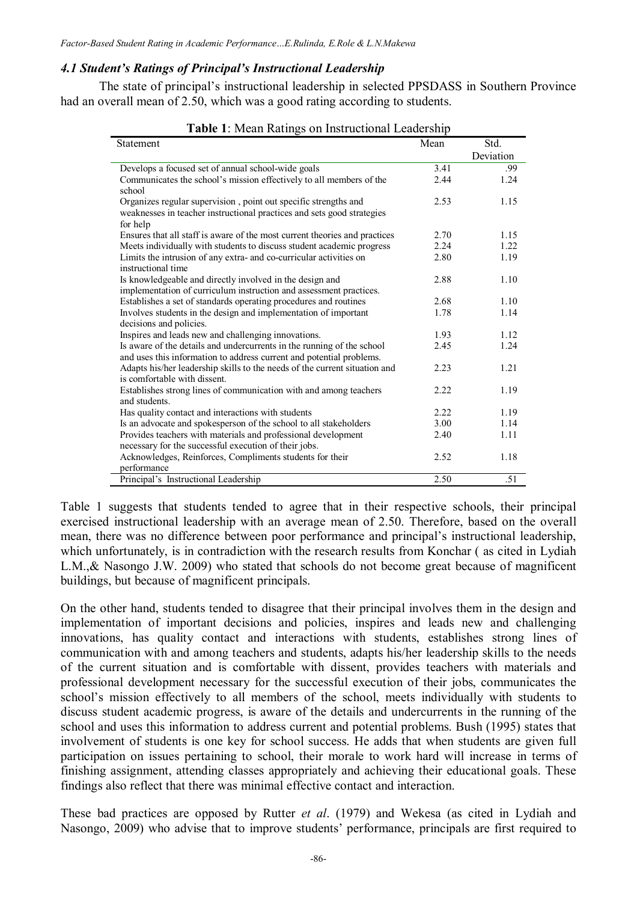### *4.1 Student's Ratings of Principal's Instructional Leadership*

The state of principal's instructional leadership in selected PPSDASS in Southern Province had an overall mean of 2.50, which was a good rating according to students.

**Table 1**: Mean Ratings on Instructional Leadership

| Statement | Mean | Std. Deviation |
|---|---|---|
| Develops a focused set of annual school-wide goals | 3.41 | .99 |
| Communicates the school's mission effectively to all members of the school | 2.44 | 1.24 |
| Organizes regular supervision , point out specific strengths and weaknesses in teacher instructional practices and sets good strategies for help | 2.53 | 1.15 |
| Ensures that all staff is aware of the most current theories and practices | 2.70 | 1.15 |
| Meets individually with students to discuss student academic progress | 2.24 | 1.22 |
| Limits the intrusion of any extra- and co-curricular activities on instructional time | 2.80 | 1.19 |
| Is knowledgeable and directly involved in the design and implementation of curriculum instruction and assessment practices. | 2.88 | 1.10 |
| Establishes a set of standards operating procedures and routines | 2.68 | 1.10 |
| Involves students in the design and implementation of important decisions and policies. | 1.78 | 1.14 |
| Inspires and leads new and challenging innovations. | 1.93 | 1.12 |
| Is aware of the details and undercurrents in the running of the school and uses this information to address current and potential problems. | 2.45 | 1.24 |
| Adapts his/her leadership skills to the needs of the current situation and is comfortable with dissent. | 2.23 | 1.21 |
| Establishes strong lines of communication with and among teachers and students. | 2.22 | 1.19 |
| Has quality contact and interactions with students | 2.22 | 1.19 |
| Is an advocate and spokesperson of the school to all stakeholders | 3.00 | 1.14 |
| Provides teachers with materials and professional development necessary for the successful execution of their jobs. | 2.40 | 1.11 |
| Acknowledges, Reinforces, Compliments students for their performance | 2.52 | 1.18 |
| Principal's Instructional Leadership | 2.50 | .51 |

Table 1 suggests that students tended to agree that in their respective schools, their principal exercised instructional leadership with an average mean of 2.50. Therefore, based on the overall mean, there was no difference between poor performance and principal's instructional leadership, which unfortunately, is in contradiction with the research results from Konchar ( as cited in Lydiah L.M.,& Nasongo J.W. 2009) who stated that schools do not become great because of magnificent buildings, but because of magnificent principals.

On the other hand, students tended to disagree that their principal involves them in the design and implementation of important decisions and policies, inspires and leads new and challenging innovations, has quality contact and interactions with students, establishes strong lines of communication with and among teachers and students, adapts his/her leadership skills to the needs of the current situation and is comfortable with dissent, provides teachers with materials and professional development necessary for the successful execution of their jobs, communicates the school's mission effectively to all members of the school, meets individually with students to discuss student academic progress, is aware of the details and undercurrents in the running of the school and uses this information to address current and potential problems. Bush (1995) states that involvement of students is one key for school success. He adds that when students are given full participation on issues pertaining to school, their morale to work hard will increase in terms of finishing assignment, attending classes appropriately and achieving their educational goals. These findings also reflect that there was minimal effective contact and interaction.

These bad practices are opposed by Rutter *et al*. (1979) and Wekesa (as cited in Lydiah and Nasongo, 2009) who advise that to improve students' performance, principals are first required to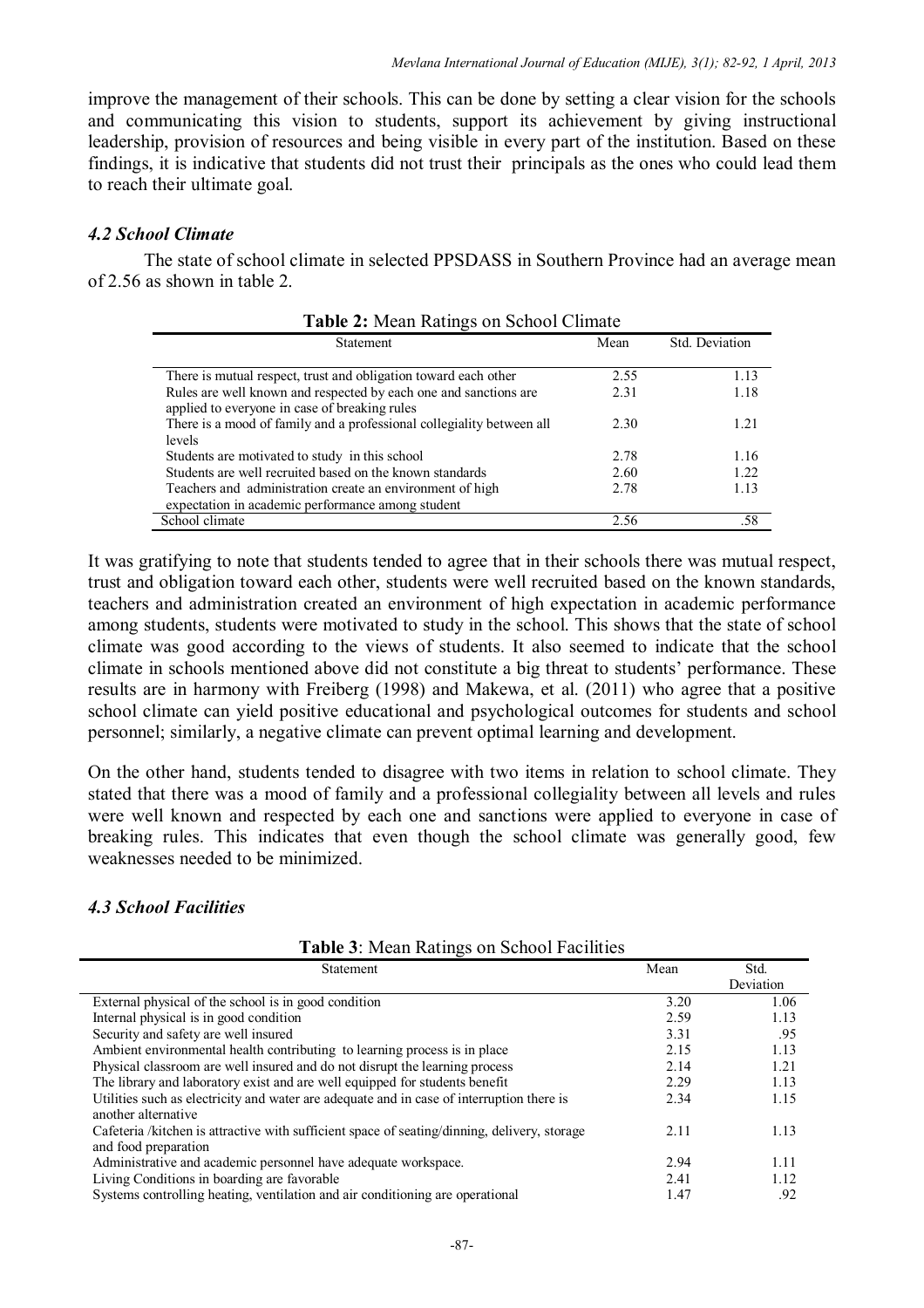improve the management of their schools. This can be done by setting a clear vision for the schools and communicating this vision to students, support its achievement by giving instructional leadership, provision of resources and being visible in every part of the institution. Based on these findings, it is indicative that students did not trust their principals as the ones who could lead them to reach their ultimate goal.

### *4.2 School Climate*

The state of school climate in selected PPSDASS in Southern Province had an average mean of 2.56 as shown in table 2.

**Table 2:** Mean Ratings on School Climate

| Statement | Mean | Std. Deviation |
|---|---|---|
| There is mutual respect, trust and obligation toward each other | 2.55 | 1.13 |
| Rules are well known and respected by each one and sanctions are applied to everyone in case of breaking rules | 2.31 | 1.18 |
| There is a mood of family and a professional collegiality between all levels | 2.30 | 1.21 |
| Students are motivated to study in this school | 2.78 | 1.16 |
| Students are well recruited based on the known standards | 2.60 | 1.22 |
| Teachers and administration create an environment of high expectation in academic performance among student | 2.78 | 1.13 |
| School climate | 2.56 | .58 |

It was gratifying to note that students tended to agree that in their schools there was mutual respect, trust and obligation toward each other, students were well recruited based on the known standards, teachers and administration created an environment of high expectation in academic performance among students, students were motivated to study in the school. This shows that the state of school climate was good according to the views of students. It also seemed to indicate that the school climate in schools mentioned above did not constitute a big threat to students' performance. These results are in harmony with Freiberg (1998) and Makewa, et al. (2011) who agree that a positive school climate can yield positive educational and psychological outcomes for students and school personnel; similarly, a negative climate can prevent optimal learning and development.

On the other hand, students tended to disagree with two items in relation to school climate. They stated that there was a mood of family and a professional collegiality between all levels and rules were well known and respected by each one and sanctions were applied to everyone in case of breaking rules. This indicates that even though the school climate was generally good, few weaknesses needed to be minimized.

### *4.3 School Facilities*

**Table 3**: Mean Ratings on School Facilities

| Statement | Mean | Std. Deviation |
|---|---|---|
| External physical of the school is in good condition | 3.20 | 1.06 |
| Internal physical is in good condition | 2.59 | 1.13 |
| Security and safety are well insured | 3.31 | .95 |
| Ambient environmental health contributing to learning process is in place | 2.15 | 1.13 |
| Physical classroom are well insured and do not disrupt the learning process | 2.14 | 1.21 |
| The library and laboratory exist and are well equipped for students benefit | 2.29 | 1.13 |
| Utilities such as electricity and water are adequate and in case of interruption there is another alternative | 2.34 | 1.15 |
| Cafeteria /kitchen is attractive with sufficient space of seating/dinning, delivery, storage and food preparation | 2.11 | 1.13 |
| Administrative and academic personnel have adequate workspace. | 2.94 | 1.11 |
| Living Conditions in boarding are favorable | 2.41 | 1.12 |
| Systems controlling heating, ventilation and air conditioning are operational | 1.47 | .92 |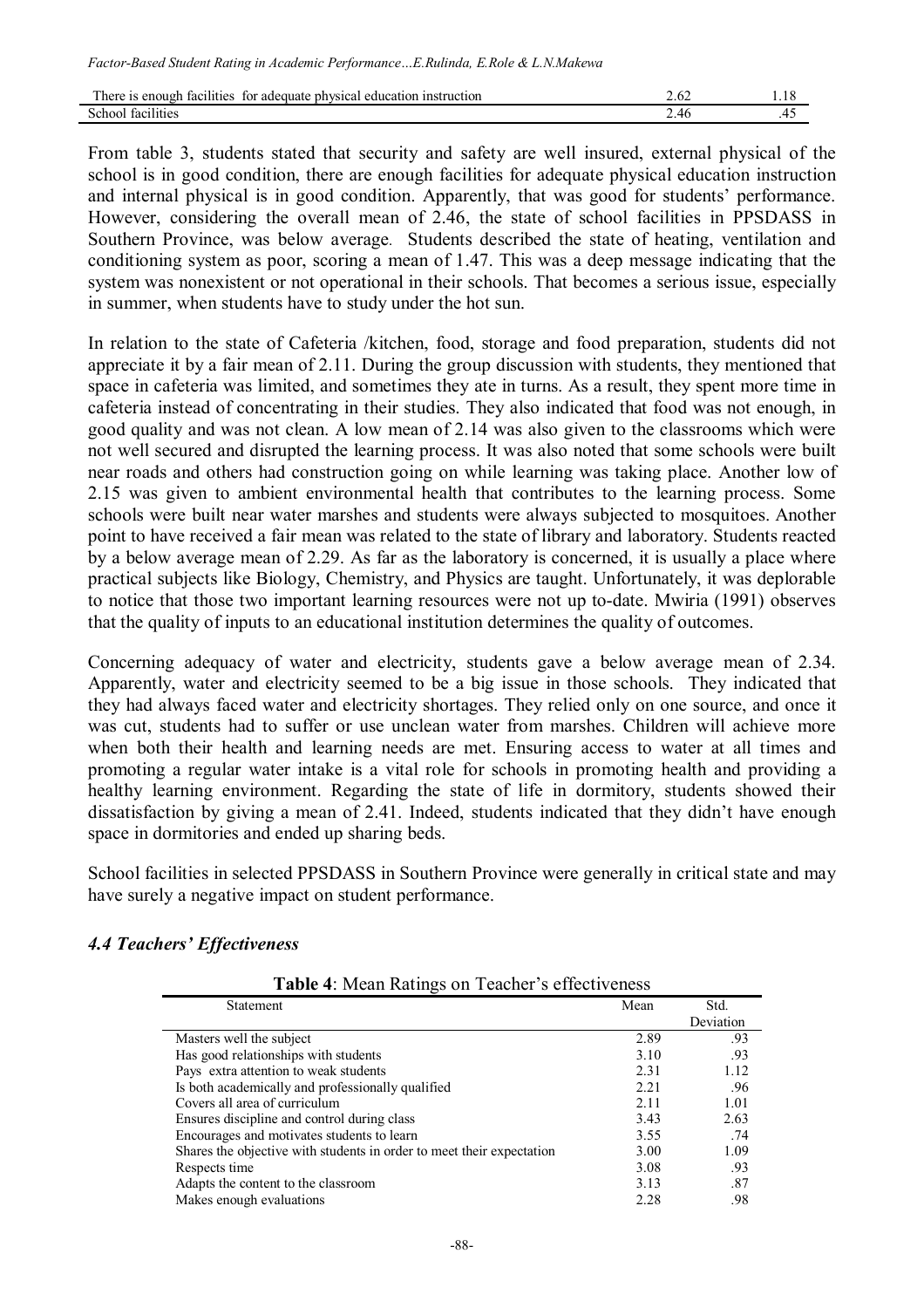| | | |
|---|---|---|
| There is enough facilities for adequate physical education instruction | 2.62 | 1.18 |
| School facilities | 2.46 | .45 |

From table 3, students stated that security and safety are well insured, external physical of the school is in good condition, there are enough facilities for adequate physical education instruction and internal physical is in good condition. Apparently, that was good for students' performance. However, considering the overall mean of 2.46, the state of school facilities in PPSDASS in Southern Province, was below average. Students described the state of heating, ventilation and conditioning system as poor, scoring a mean of 1.47. This was a deep message indicating that the system was nonexistent or not operational in their schools. That becomes a serious issue, especially in summer, when students have to study under the hot sun.

In relation to the state of Cafeteria /kitchen, food, storage and food preparation, students did not appreciate it by a fair mean of 2.11. During the group discussion with students, they mentioned that space in cafeteria was limited, and sometimes they ate in turns. As a result, they spent more time in cafeteria instead of concentrating in their studies. They also indicated that food was not enough, in good quality and was not clean. A low mean of 2.14 was also given to the classrooms which were not well secured and disrupted the learning process. It was also noted that some schools were built near roads and others had construction going on while learning was taking place. Another low of 2.15 was given to ambient environmental health that contributes to the learning process. Some schools were built near water marshes and students were always subjected to mosquitoes. Another point to have received a fair mean was related to the state of library and laboratory. Students reacted by a below average mean of 2.29. As far as the laboratory is concerned, it is usually a place where practical subjects like Biology, Chemistry, and Physics are taught. Unfortunately, it was deplorable to notice that those two important learning resources were not up to-date. Mwiria (1991) observes that the quality of inputs to an educational institution determines the quality of outcomes.

Concerning adequacy of water and electricity, students gave a below average mean of 2.34. Apparently, water and electricity seemed to be a big issue in those schools. They indicated that they had always faced water and electricity shortages. They relied only on one source, and once it was cut, students had to suffer or use unclean water from marshes. Children will achieve more when both their health and learning needs are met. Ensuring access to water at all times and promoting a regular water intake is a vital role for schools in promoting health and providing a healthy learning environment. Regarding the state of life in dormitory, students showed their dissatisfaction by giving a mean of 2.41. Indeed, students indicated that they didn't have enough space in dormitories and ended up sharing beds.

School facilities in selected PPSDASS in Southern Province were generally in critical state and may have surely a negative impact on student performance.

### *4.4 Teachers' Effectiveness*

**Table 4**: Mean Ratings on Teacher's effectiveness

| Statement | Mean | Std. Deviation |
|---|---|---|
| Masters well the subject | 2.89 | .93 |
| Has good relationships with students | 3.10 | .93 |
| Pays extra attention to weak students | 2.31 | 1.12 |
| Is both academically and professionally qualified | 2.21 | .96 |
| Covers all area of curriculum | 2.11 | 1.01 |
| Ensures discipline and control during class | 3.43 | 2.63 |
| Encourages and motivates students to learn | 3.55 | .74 |
| Shares the objective with students in order to meet their expectation | 3.00 | 1.09 |
| Respects time | 3.08 | .93 |
| Adapts the content to the classroom | 3.13 | .87 |
| Makes enough evaluations | 2.28 | .98 |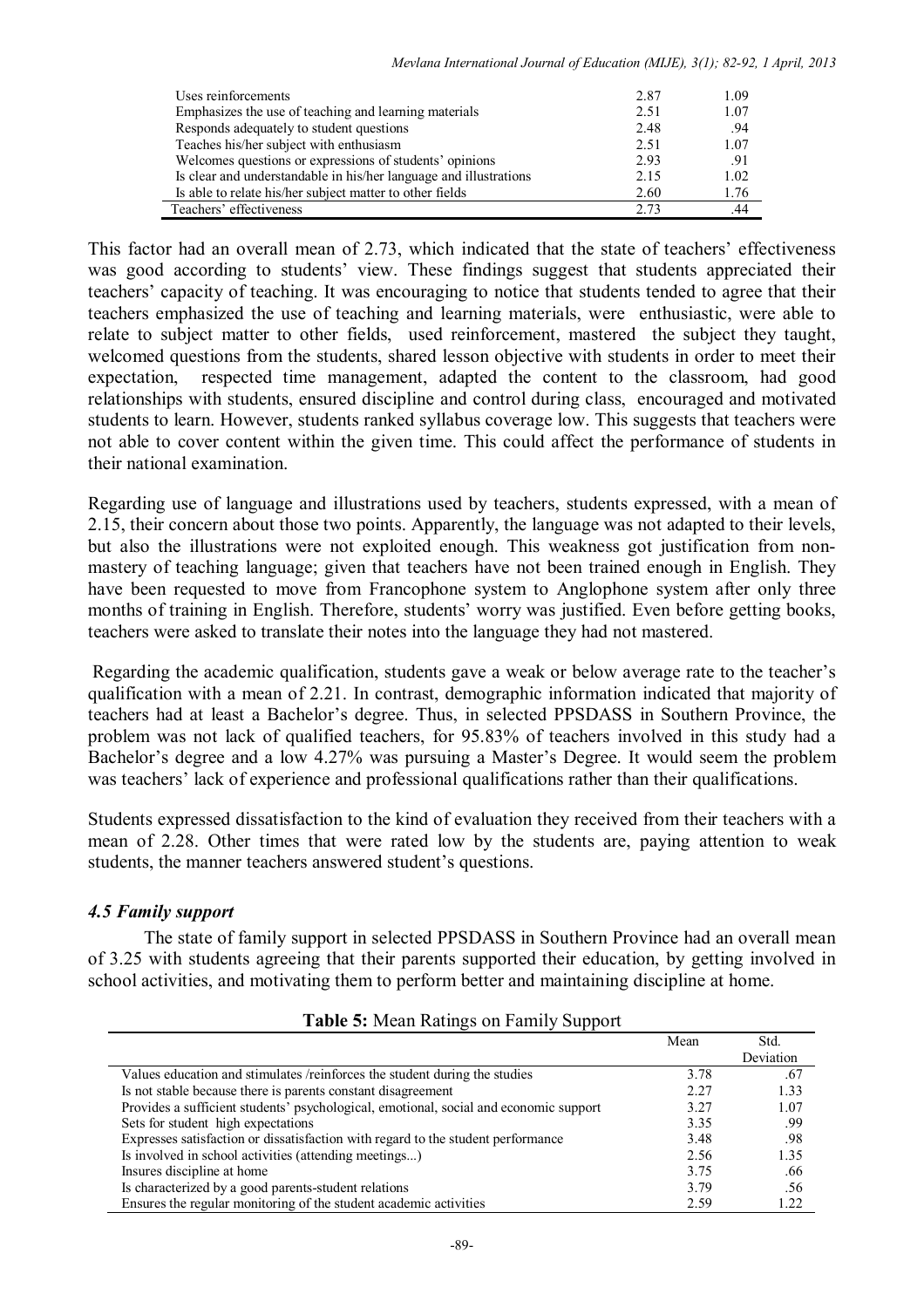| | | |
|---|---|---|
| Uses reinforcements | 2.87 | 1.09 |
| Emphasizes the use of teaching and learning materials | 2.51 | 1.07 |
| Responds adequately to student questions | 2.48 | .94 |
| Teaches his/her subject with enthusiasm | 2.51 | 1.07 |
| Welcomes questions or expressions of students' opinions | 2.93 | .91 |
| Is clear and understandable in his/her language and illustrations | 2.15 | 1.02 |
| Is able to relate his/her subject matter to other fields | 2.60 | 1.76 |
| Teachers' effectiveness | 2.73 | .44 |

This factor had an overall mean of 2.73, which indicated that the state of teachers' effectiveness was good according to students' view. These findings suggest that students appreciated their teachers' capacity of teaching. It was encouraging to notice that students tended to agree that their teachers emphasized the use of teaching and learning materials, were enthusiastic, were able to relate to subject matter to other fields, used reinforcement, mastered the subject they taught, welcomed questions from the students, shared lesson objective with students in order to meet their expectation, respected time management, adapted the content to the classroom, had good relationships with students, ensured discipline and control during class, encouraged and motivated students to learn. However, students ranked syllabus coverage low. This suggests that teachers were not able to cover content within the given time. This could affect the performance of students in their national examination.

Regarding use of language and illustrations used by teachers, students expressed, with a mean of 2.15, their concern about those two points. Apparently, the language was not adapted to their levels, but also the illustrations were not exploited enough. This weakness got justification from non-mastery of teaching language; given that teachers have not been trained enough in English. They have been requested to move from Francophone system to Anglophone system after only three months of training in English. Therefore, students' worry was justified. Even before getting books, teachers were asked to translate their notes into the language they had not mastered.

Regarding the academic qualification, students gave a weak or below average rate to the teacher's qualification with a mean of 2.21. In contrast, demographic information indicated that majority of teachers had at least a Bachelor's degree. Thus, in selected PPSDASS in Southern Province, the problem was not lack of qualified teachers, for 95.83% of teachers involved in this study had a Bachelor's degree and a low 4.27% was pursuing a Master's Degree. It would seem the problem was teachers' lack of experience and professional qualifications rather than their qualifications.

Students expressed dissatisfaction to the kind of evaluation they received from their teachers with a mean of 2.28. Other times that were rated low by the students are, paying attention to weak students, the manner teachers answered student's questions.

### *4.5 Family support*

The state of family support in selected PPSDASS in Southern Province had an overall mean of 3.25 with students agreeing that their parents supported their education, by getting involved in school activities, and motivating them to perform better and maintaining discipline at home.

**Table 5:** Mean Ratings on Family Support

| | Mean | Std. Deviation |
|---|---|---|
| Values education and stimulates /reinforces the student during the studies | 3.78 | .67 |
| Is not stable because there is parents constant disagreement | 2.27 | 1.33 |
| Provides a sufficient students' psychological, emotional, social and economic support | 3.27 | 1.07 |
| Sets for student high expectations | 3.35 | .99 |
| Expresses satisfaction or dissatisfaction with regard to the student performance | 3.48 | .98 |
| Is involved in school activities (attending meetings...) | 2.56 | 1.35 |
| Insures discipline at home | 3.75 | .66 |
| Is characterized by a good parents-student relations | 3.79 | .56 |
| Ensures the regular monitoring of the student academic activities | 2.59 | 1.22 |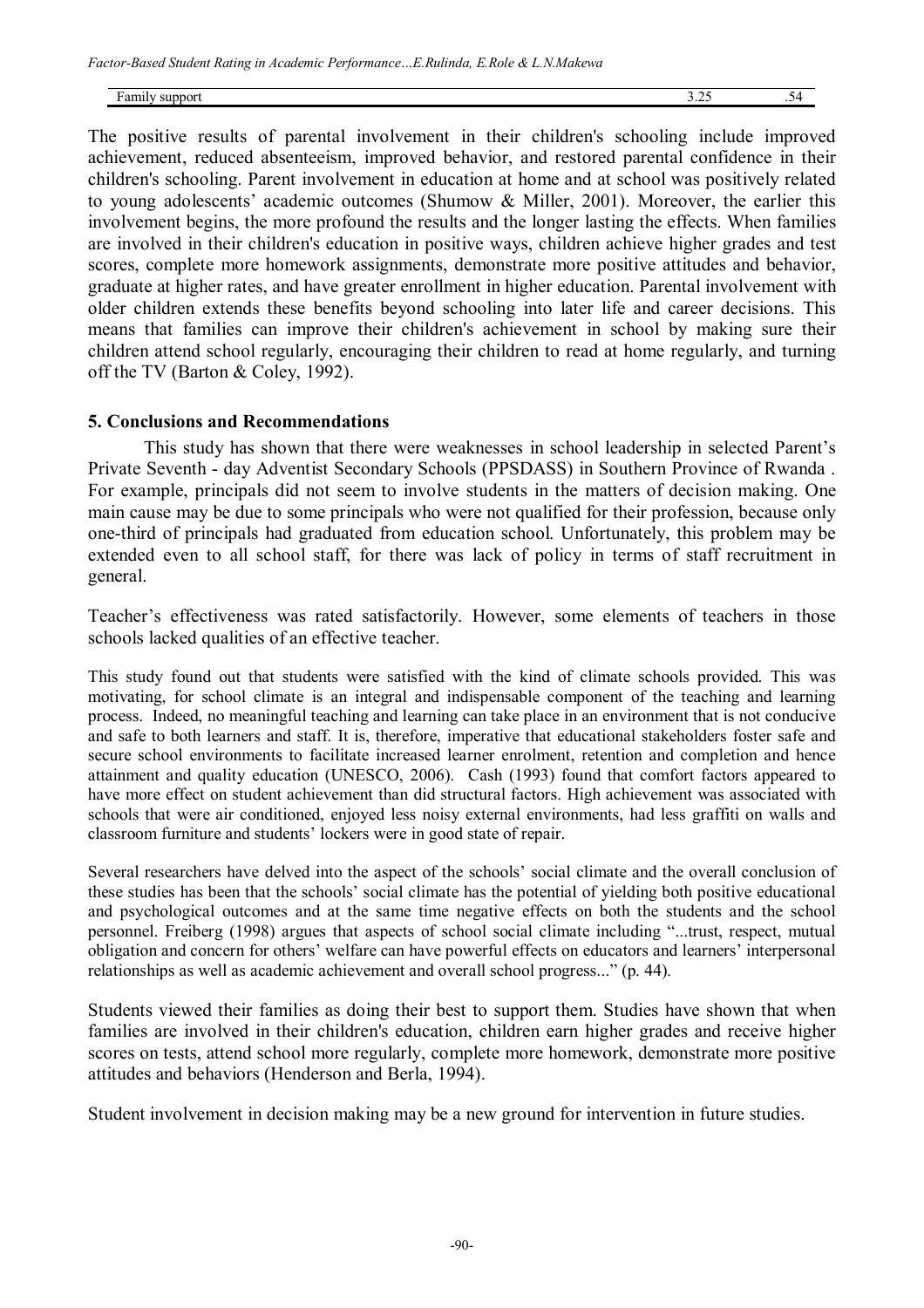| Family support | 3.25 | .54 |
|---|---|---|

The positive results of parental involvement in their children's schooling include improved achievement, reduced absenteeism, improved behavior, and restored parental confidence in their children's schooling. Parent involvement in education at home and at school was positively related to young adolescents' academic outcomes (Shumow & Miller, 2001). Moreover, the earlier this involvement begins, the more profound the results and the longer lasting the effects. When families are involved in their children's education in positive ways, children achieve higher grades and test scores, complete more homework assignments, demonstrate more positive attitudes and behavior, graduate at higher rates, and have greater enrollment in higher education. Parental involvement with older children extends these benefits beyond schooling into later life and career decisions. This means that families can improve their children's achievement in school by making sure their children attend school regularly, encouraging their children to read at home regularly, and turning off the TV (Barton & Coley, 1992).

## 5. Conclusions and Recommendations

This study has shown that there were weaknesses in school leadership in selected Parent's Private Seventh - day Adventist Secondary Schools (PPSDASS) in Southern Province of Rwanda . For example, principals did not seem to involve students in the matters of decision making. One main cause may be due to some principals who were not qualified for their profession, because only one-third of principals had graduated from education school. Unfortunately, this problem may be extended even to all school staff, for there was lack of policy in terms of staff recruitment in general.

Teacher's effectiveness was rated satisfactorily. However, some elements of teachers in those schools lacked qualities of an effective teacher.

This study found out that students were satisfied with the kind of climate schools provided. This was motivating, for school climate is an integral and indispensable component of the teaching and learning process. Indeed, no meaningful teaching and learning can take place in an environment that is not conducive and safe to both learners and staff. It is, therefore, imperative that educational stakeholders foster safe and secure school environments to facilitate increased learner enrolment, retention and completion and hence attainment and quality education (UNESCO, 2006). Cash (1993) found that comfort factors appeared to have more effect on student achievement than did structural factors. High achievement was associated with schools that were air conditioned, enjoyed less noisy external environments, had less graffiti on walls and classroom furniture and students' lockers were in good state of repair.

Several researchers have delved into the aspect of the schools' social climate and the overall conclusion of these studies has been that the schools' social climate has the potential of yielding both positive educational and psychological outcomes and at the same time negative effects on both the students and the school personnel. Freiberg (1998) argues that aspects of school social climate including "...trust, respect, mutual obligation and concern for others' welfare can have powerful effects on educators and learners' interpersonal relationships as well as academic achievement and overall school progress..." (p. 44).

Students viewed their families as doing their best to support them. Studies have shown that when families are involved in their children's education, children earn higher grades and receive higher scores on tests, attend school more regularly, complete more homework, demonstrate more positive attitudes and behaviors (Henderson and Berla, 1994).

Student involvement in decision making may be a new ground for intervention in future studies.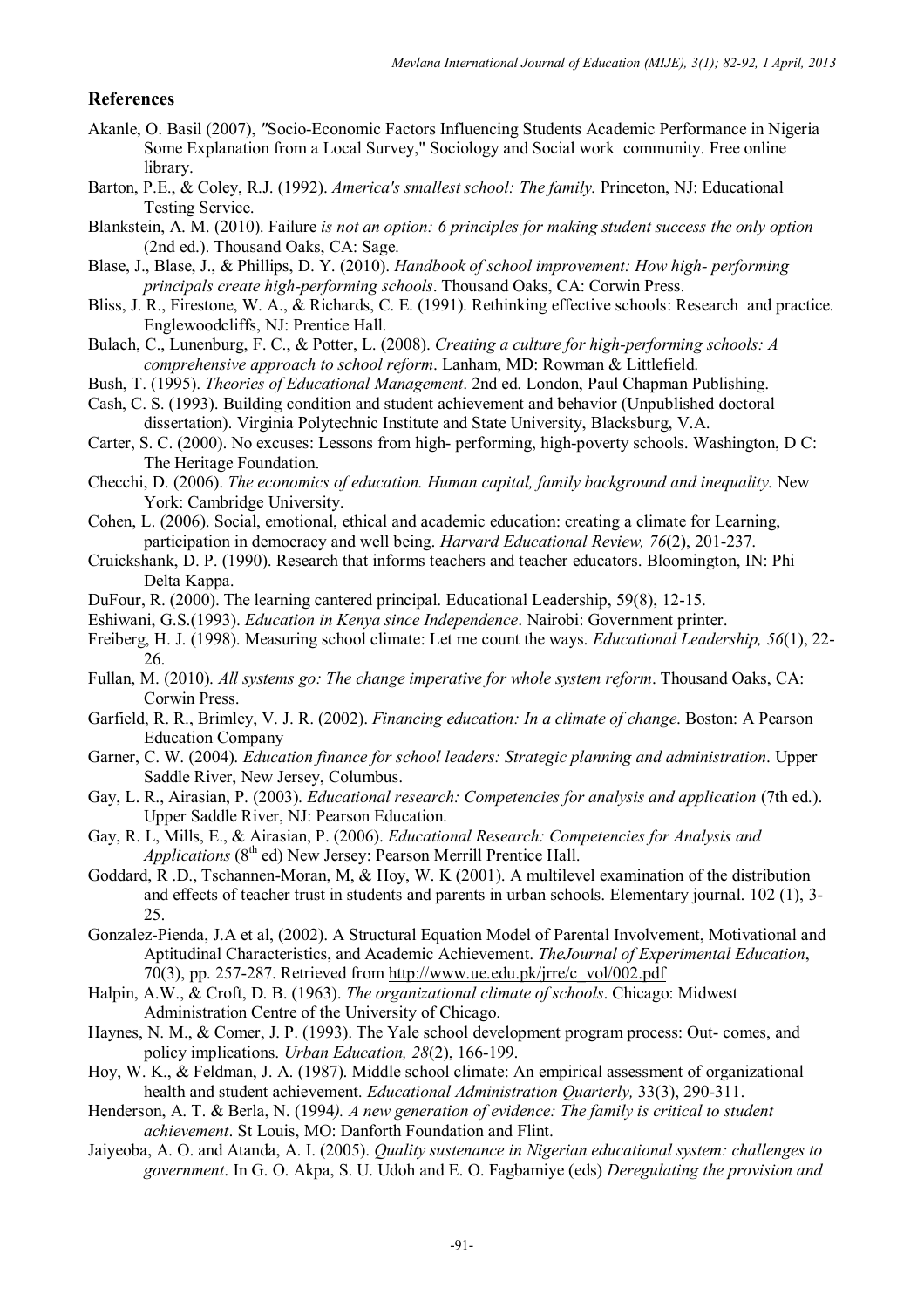## References

Akanle, O. Basil (2007), "Socio-Economic Factors Influencing Students Academic Performance in Nigeria Some Explanation from a Local Survey," Sociology and Social work community. Free online library.

Barton, P.E., & Coley, R.J. (1992). *America's smallest school: The family.* Princeton, NJ: Educational Testing Service.

Blankstein, A. M. (2010). Failure *is not an option: 6 principles for making student success the only option* (2nd ed.). Thousand Oaks, CA: Sage.

Blase, J., Blase, J., & Phillips, D. Y. (2010). *Handbook of school improvement: How high- performing principals create high-performing schools*. Thousand Oaks, CA: Corwin Press.

Bliss, J. R., Firestone, W. A., & Richards, C. E. (1991). Rethinking effective schools: Research and practice. Englewoodcliffs, NJ: Prentice Hall.

Bulach, C., Lunenburg, F. C., & Potter, L. (2008). *Creating a culture for high-performing schools: A comprehensive approach to school reform*. Lanham, MD: Rowman & Littlefield.

Bush, T. (1995). *Theories of Educational Management*. 2nd ed. London, Paul Chapman Publishing.

Cash, C. S. (1993). Building condition and student achievement and behavior (Unpublished doctoral dissertation). Virginia Polytechnic Institute and State University, Blacksburg, V.A.

Carter, S. C. (2000). No excuses: Lessons from high- performing, high-poverty schools. Washington, D C: The Heritage Foundation.

Checchi, D. (2006). *The economics of education. Human capital, family background and inequality.* New York: Cambridge University.

Cohen, L. (2006). Social, emotional, ethical and academic education: creating a climate for Learning, participation in democracy and well being. *Harvard Educational Review, 76*(2), 201-237.

Cruickshank, D. P. (1990). Research that informs teachers and teacher educators. Bloomington, IN: Phi Delta Kappa.

DuFour, R. (2000). The learning cantered principal. Educational Leadership, 59(8), 12-15.

Eshiwani, G.S.(1993). *Education in Kenya since Independence*. Nairobi: Government printer.

Freiberg, H. J. (1998). Measuring school climate: Let me count the ways. *Educational Leadership, 56*(1), 22-26.

Fullan, M. (2010). *All systems go: The change imperative for whole system reform*. Thousand Oaks, CA: Corwin Press.

Garfield, R. R., Brimley, V. J. R. (2002). *Financing education: In a climate of change*. Boston: A Pearson Education Company

Garner, C. W. (2004). *Education finance for school leaders: Strategic planning and administration*. Upper Saddle River, New Jersey, Columbus.

Gay, L. R., Airasian, P. (2003). *Educational research: Competencies for analysis and application* (7th ed.). Upper Saddle River, NJ: Pearson Education.

Gay, R. L, Mills, E., & Airasian, P. (2006). *Educational Research: Competencies for Analysis and Applications* (8th ed) New Jersey: Pearson Merrill Prentice Hall.

Goddard, R .D., Tschannen-Moran, M, & Hoy, W. K (2001). A multilevel examination of the distribution and effects of teacher trust in students and parents in urban schools. Elementary journal. 102 (1), 3-25.

Gonzalez-Pienda, J.A et al, (2002). A Structural Equation Model of Parental Involvement, Motivational and Aptitudinal Characteristics, and Academic Achievement. *TheJournal of Experimental Education*, 70(3), pp. 257-287. Retrieved from http://www.ue.edu.pk/jrre/c_vol/002.pdf

Halpin, A.W., & Croft, D. B. (1963). *The organizational climate of schools*. Chicago: Midwest Administration Centre of the University of Chicago.

Haynes, N. M., & Comer, J. P. (1993). The Yale school development program process: Out- comes, and policy implications. *Urban Education, 28*(2), 166-199.

Hoy, W. K., & Feldman, J. A. (1987). Middle school climate: An empirical assessment of organizational health and student achievement. *Educational Administration Quarterly,* 33(3), 290-311.

Henderson, A. T. & Berla, N. (1994*). A new generation of evidence: The family is critical to student achievement*. St Louis, MO: Danforth Foundation and Flint.

Jaiyeoba, A. O. and Atanda, A. I. (2005). *Quality sustenance in Nigerian educational system: challenges to government*. In G. O. Akpa, S. U. Udoh and E. O. Fagbamiye (eds) *Deregulating the provision and*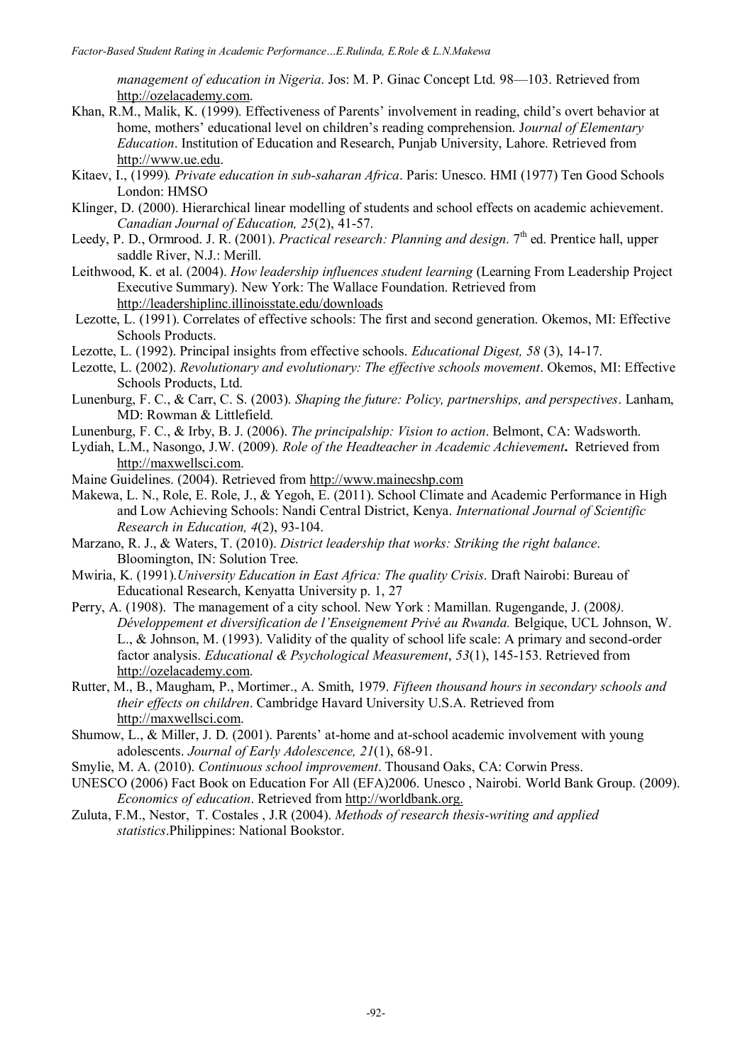*management of education in Nigeria*. Jos: M. P. Ginac Concept Ltd. 98—103. Retrieved from http://ozelacademy.com.

Khan, R.M., Malik, K. (1999). Effectiveness of Parents' involvement in reading, child's overt behavior at home, mothers' educational level on children's reading comprehension. J*ournal of Elementary Education*. Institution of Education and Research, Punjab University, Lahore. Retrieved from http://www.ue.edu.

Kitaev, I., (1999)*. Private education in sub-saharan Africa*. Paris: Unesco. HMI (1977) Ten Good Schools London: HMSO

Klinger, D. (2000). Hierarchical linear modelling of students and school effects on academic achievement. *Canadian Journal of Education, 25*(2), 41-57.

Leedy, P. D., Ormrood. J. R. (2001). *Practical research: Planning and design*. 7th ed. Prentice hall, upper saddle River, N.J.: Merill.

Leithwood, K. et al. (2004). *How leadership influences student learning* (Learning From Leadership Project Executive Summary). New York: The Wallace Foundation. Retrieved from http://leadershiplinc.illinoisstate.edu/downloads

Lezotte, L. (1991). Correlates of effective schools: The first and second generation. Okemos, MI: Effective Schools Products.

Lezotte, L. (1992). Principal insights from effective schools. *Educational Digest, 58* (3), 14-17.

Lezotte, L. (2002). *Revolutionary and evolutionary: The effective schools movement*. Okemos, MI: Effective Schools Products, Ltd.

Lunenburg, F. C., & Carr, C. S. (2003). *Shaping the future: Policy, partnerships, and perspectives*. Lanham, MD: Rowman & Littlefield.

Lunenburg, F. C., & Irby, B. J. (2006). *The principalship: Vision to action*. Belmont, CA: Wadsworth.

Lydiah, L.M., Nasongo, J.W. (2009). *Role of the Headteacher in Academic Achievement***.** Retrieved from http://maxwellsci.com.

Maine Guidelines. (2004). Retrieved from http://www.mainecshp.com

Makewa, L. N., Role, E. Role, J., & Yegoh, E. (2011). School Climate and Academic Performance in High and Low Achieving Schools: Nandi Central District, Kenya. *International Journal of Scientific Research in Education, 4*(2), 93-104.

Marzano, R. J., & Waters, T. (2010). *District leadership that works: Striking the right balance*. Bloomington, IN: Solution Tree.

Mwiria, K. (1991).*University Education in East Africa: The quality Crisis*. Draft Nairobi: Bureau of Educational Research, Kenyatta University p. 1, 27

Perry, A. (1908). The management of a city school. New York : Mamillan. Rugengande, J. (2008*). Développement et diversification de l'Enseignement Privé au Rwanda.* Belgique, UCL Johnson, W. L., & Johnson, M. (1993). Validity of the quality of school life scale: A primary and second-order factor analysis. *Educational & Psychological Measurement*, *53*(1), 145-153. Retrieved from http://ozelacademy.com.

Rutter, M., B., Maugham, P., Mortimer., A. Smith, 1979. *Fifteen thousand hours in secondary schools and their effects on children*. Cambridge Havard University U.S.A. Retrieved from http://maxwellsci.com.

Shumow, L., & Miller, J. D. (2001). Parents' at-home and at-school academic involvement with young adolescents. *Journal of Early Adolescence, 21*(1), 68-91.

Smylie, M. A. (2010). *Continuous school improvement*. Thousand Oaks, CA: Corwin Press.

UNESCO (2006) Fact Book on Education For All (EFA)2006. Unesco , Nairobi. World Bank Group. (2009). *Economics of education*. Retrieved from http://worldbank.org.

Zuluta, F.M., Nestor, T. Costales , J.R (2004). *Methods of research thesis-writing and applied statistics*.Philippines: National Bookstor.